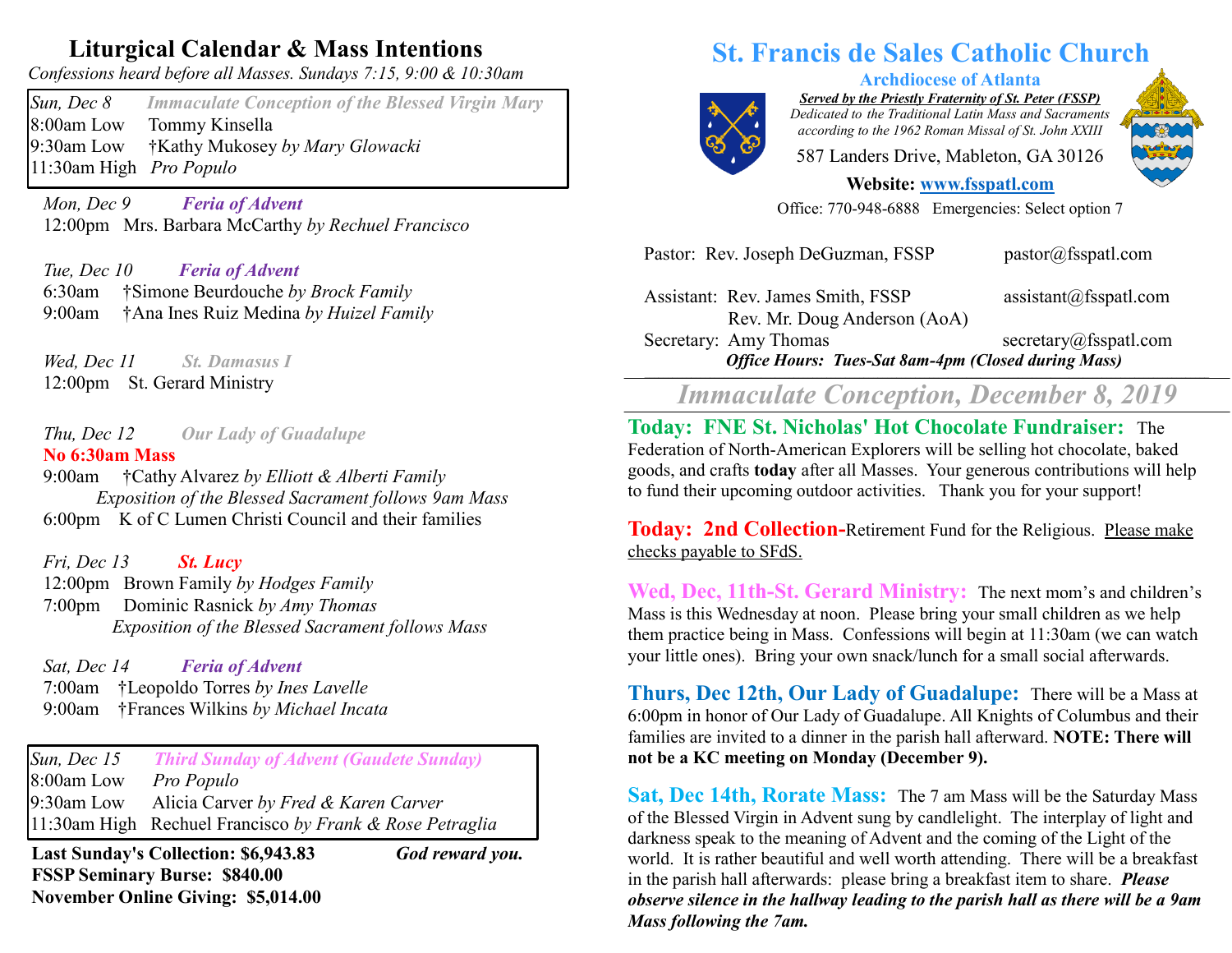## Liturgical Calendar & Mass Intentions

*Confessions heard before all Masses. Sundays 7:15, 9:00 & 10:30am*

*Sun, Dec 8* — ***Immaculate Conception of the Blessed Virgin Mary***
8:00am Low — Tommy Kinsella
9:30am Low — †Kathy Mukosey *by Mary Glowacki*
11:30am High — *Pro Populo*

*Mon, Dec 9* — ***Feria of Advent***
12:00pm — Mrs. Barbara McCarthy *by Rechuel Francisco*

*Tue, Dec 10* — ***Feria of Advent***
6:30am — †Simone Beurdouche *by Brock Family*
9:00am — †Ana Ines Ruiz Medina *by Huizel Family*

*Wed, Dec 11* — ***St. Damasus I***
12:00pm — St. Gerard Ministry

*Thu, Dec 12* — ***Our Lady of Guadalupe***
**No 6:30am Mass**
9:00am — †Cathy Alvarez *by Elliott & Alberti Family*
*Exposition of the Blessed Sacrament follows 9am Mass*
6:00pm — K of C Lumen Christi Council and their families

*Fri, Dec 13* — ***St. Lucy***
12:00pm — Brown Family *by Hodges Family*
7:00pm — Dominic Rasnick *by Amy Thomas*
*Exposition of the Blessed Sacrament follows Mass*

*Sat, Dec 14* — ***Feria of Advent***
7:00am — †Leopoldo Torres *by Ines Lavelle*
9:00am — †Frances Wilkins *by Michael Incata*

*Sun, Dec 15* — ***Third Sunday of Advent (Gaudete Sunday)***
8:00am Low — *Pro Populo*
9:30am Low — Alicia Carver *by Fred & Karen Carver*
11:30am High — Rechuel Francisco *by Frank & Rose Petraglia*

**Last Sunday's Collection: $6,943.83** — ***God reward you.***
**FSSP Seminary Burse: $840.00**
**November Online Giving: $5,014.00**

# St. Francis de Sales Catholic Church

**Archdiocese of Atlanta**

***Served by the Priestly Fraternity of St. Peter (FSSP)***
*Dedicated to the Traditional Latin Mass and Sacraments according to the 1962 Roman Missal of St. John XXIII*

587 Landers Drive, Mableton, GA 30126

**Website: www.fsspatl.com**

Office: 770-948-6888 Emergencies: Select option 7

| | | |
|---|---|---|
| Pastor: | Rev. Joseph DeGuzman, FSSP | pastor@fsspatl.com |
| Assistant: | Rev. James Smith, FSSP | assistant@fsspatl.com |
| | Rev. Mr. Doug Anderson (AoA) | |
| Secretary: | Amy Thomas | secretary@fsspatl.com |

***Office Hours: Tues-Sat 8am-4pm (Closed during Mass)***

## *Immaculate Conception, December 8, 2019*

**Today: FNE St. Nicholas' Hot Chocolate Fundraiser:** The Federation of North-American Explorers will be selling hot chocolate, baked goods, and crafts **today** after all Masses. Your generous contributions will help to fund their upcoming outdoor activities. Thank you for your support!

**Today: 2nd Collection-**Retirement Fund for the Religious. Please make checks payable to SFdS.

**Wed, Dec, 11th-St. Gerard Ministry:** The next mom's and children's Mass is this Wednesday at noon. Please bring your small children as we help them practice being in Mass. Confessions will begin at 11:30am (we can watch your little ones). Bring your own snack/lunch for a small social afterwards.

**Thurs, Dec 12th, Our Lady of Guadalupe:** There will be a Mass at 6:00pm in honor of Our Lady of Guadalupe. All Knights of Columbus and their families are invited to a dinner in the parish hall afterward. **NOTE: There will not be a KC meeting on Monday (December 9).**

**Sat, Dec 14th, Rorate Mass:** The 7 am Mass will be the Saturday Mass of the Blessed Virgin in Advent sung by candlelight. The interplay of light and darkness speak to the meaning of Advent and the coming of the Light of the world. It is rather beautiful and well worth attending. There will be a breakfast in the parish hall afterwards: please bring a breakfast item to share. ***Please observe silence in the hallway leading to the parish hall as there will be a 9am Mass following the 7am.***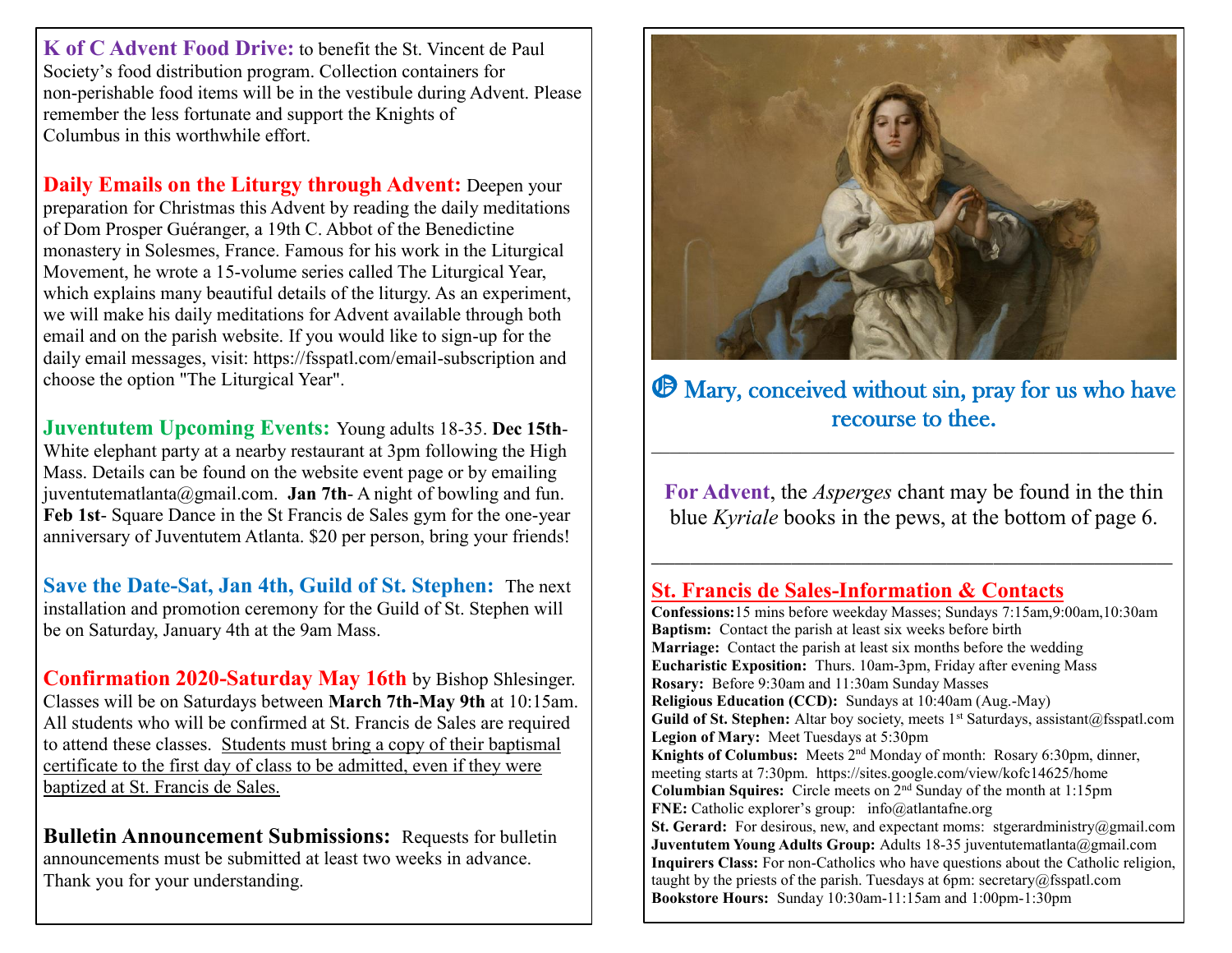**K of C Advent Food Drive:** to benefit the St. Vincent de Paul Society's food distribution program. Collection containers for non-perishable food items will be in the vestibule during Advent. Please remember the less fortunate and support the Knights of Columbus in this worthwhile effort.

**Daily Emails on the Liturgy through Advent:** Deepen your preparation for Christmas this Advent by reading the daily meditations of Dom Prosper Guéranger, a 19th C. Abbot of the Benedictine monastery in Solesmes, France. Famous for his work in the Liturgical Movement, he wrote a 15-volume series called The Liturgical Year, which explains many beautiful details of the liturgy. As an experiment, we will make his daily meditations for Advent available through both email and on the parish website. If you would like to sign-up for the daily email messages, visit: https://fsspatl.com/email-subscription and choose the option "The Liturgical Year".

**Juventutem Upcoming Events:** Young adults 18-35. **Dec 15th**- White elephant party at a nearby restaurant at 3pm following the High Mass. Details can be found on the website event page or by emailing juventutematlanta@gmail.com. **Jan 7th**- A night of bowling and fun. **Feb 1st**- Square Dance in the St Francis de Sales gym for the one-year anniversary of Juventutem Atlanta. $20 per person, bring your friends!

**Save the Date-Sat, Jan 4th, Guild of St. Stephen:** The next installation and promotion ceremony for the Guild of St. Stephen will be on Saturday, January 4th at the 9am Mass.

**Confirmation 2020-Saturday May 16th** by Bishop Shlesinger. Classes will be on Saturdays between **March 7th-May 9th** at 10:15am. All students who will be confirmed at St. Francis de Sales are required to attend these classes. Students must bring a copy of their baptismal certificate to the first day of class to be admitted, even if they were baptized at St. Francis de Sales.

**Bulletin Announcement Submissions:** Requests for bulletin announcements must be submitted at least two weeks in advance. Thank you for your understanding.

☧ Mary, conceived without sin, pray for us who have recourse to thee.

---

**For Advent**, the *Asperges* chant may be found in the thin blue *Kyriale* books in the pews, at the bottom of page 6.

---

## St. Francis de Sales-Information & Contacts

**Confessions:** 15 mins before weekday Masses; Sundays 7:15am, 9:00am, 10:30am
**Baptism:** Contact the parish at least six weeks before birth
**Marriage:** Contact the parish at least six months before the wedding
**Eucharistic Exposition:** Thurs. 10am-3pm, Friday after evening Mass
**Rosary:** Before 9:30am and 11:30am Sunday Masses
**Religious Education (CCD):** Sundays at 10:40am (Aug.-May)
**Guild of St. Stephen:** Altar boy society, meets 1st Saturdays, assistant@fsspatl.com
**Legion of Mary:** Meet Tuesdays at 5:30pm
**Knights of Columbus:** Meets 2nd Monday of month: Rosary 6:30pm, dinner, meeting starts at 7:30pm. https://sites.google.com/view/kofc14625/home
**Columbian Squires:** Circle meets on 2nd Sunday of the month at 1:15pm
**FNE:** Catholic explorer's group: info@atlantafne.org
**St. Gerard:** For desirous, new, and expectant moms: stgerardministry@gmail.com
**Juventutem Young Adults Group:** Adults 18-35 juventutematlanta@gmail.com
**Inquirers Class:** For non-Catholics who have questions about the Catholic religion, taught by the priests of the parish. Tuesdays at 6pm: secretary@fsspatl.com
**Bookstore Hours:** Sunday 10:30am-11:15am and 1:00pm-1:30pm